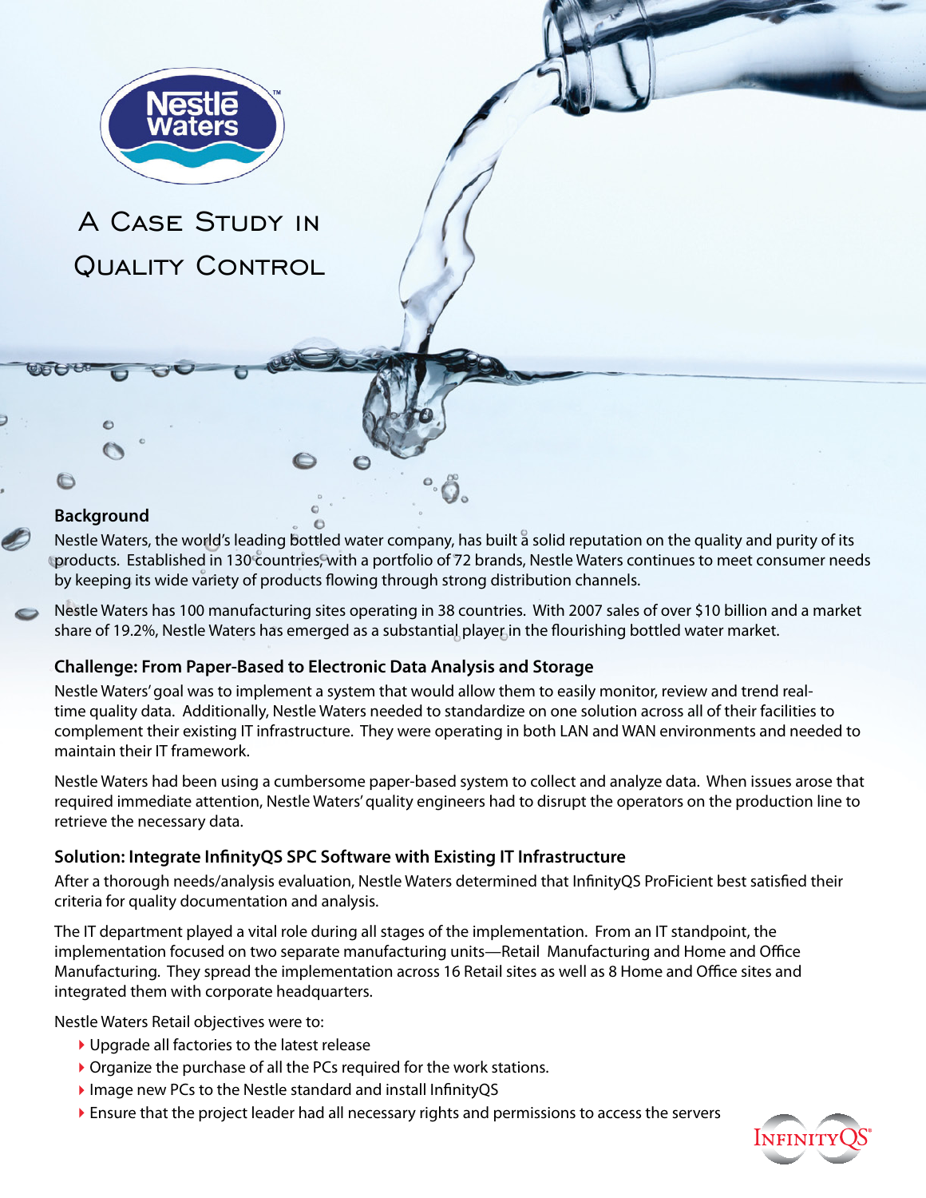# A Case Study in Quality Control

## Background

Nestle Waters, the world's leading bottled water company, has built a solid reputation on the quality and purity of its products. Established in 130 countries, with a portfolio of 72 brands, Nestle Waters continues to meet consumer needs by keeping its wide variety of products flowing through strong distribution channels.

Nestle Waters has 100 manufacturing sites operating in 38 countries. With 2007 sales of over $10 billion and a market share of 19.2%, Nestle Waters has emerged as a substantial player in the flourishing bottled water market.

## Challenge: From Paper-Based to Electronic Data Analysis and Storage

Nestle Waters' goal was to implement a system that would allow them to easily monitor, review and trend real-time quality data. Additionally, Nestle Waters needed to standardize on one solution across all of their facilities to complement their existing IT infrastructure. They were operating in both LAN and WAN environments and needed to maintain their IT framework.

Nestle Waters had been using a cumbersome paper-based system to collect and analyze data. When issues arose that required immediate attention, Nestle Waters' quality engineers had to disrupt the operators on the production line to retrieve the necessary data.

## Solution: Integrate InfinityQS SPC Software with Existing IT Infrastructure

After a thorough needs/analysis evaluation, Nestle Waters determined that InfinityQS ProFicient best satisfied their criteria for quality documentation and analysis.

The IT department played a vital role during all stages of the implementation. From an IT standpoint, the implementation focused on two separate manufacturing units—Retail Manufacturing and Home and Office Manufacturing. They spread the implementation across 16 Retail sites as well as 8 Home and Office sites and integrated them with corporate headquarters.

Nestle Waters Retail objectives were to:

- Upgrade all factories to the latest release
- Organize the purchase of all the PCs required for the work stations.
- Image new PCs to the Nestle standard and install InfinityQS
- Ensure that the project leader had all necessary rights and permissions to access the servers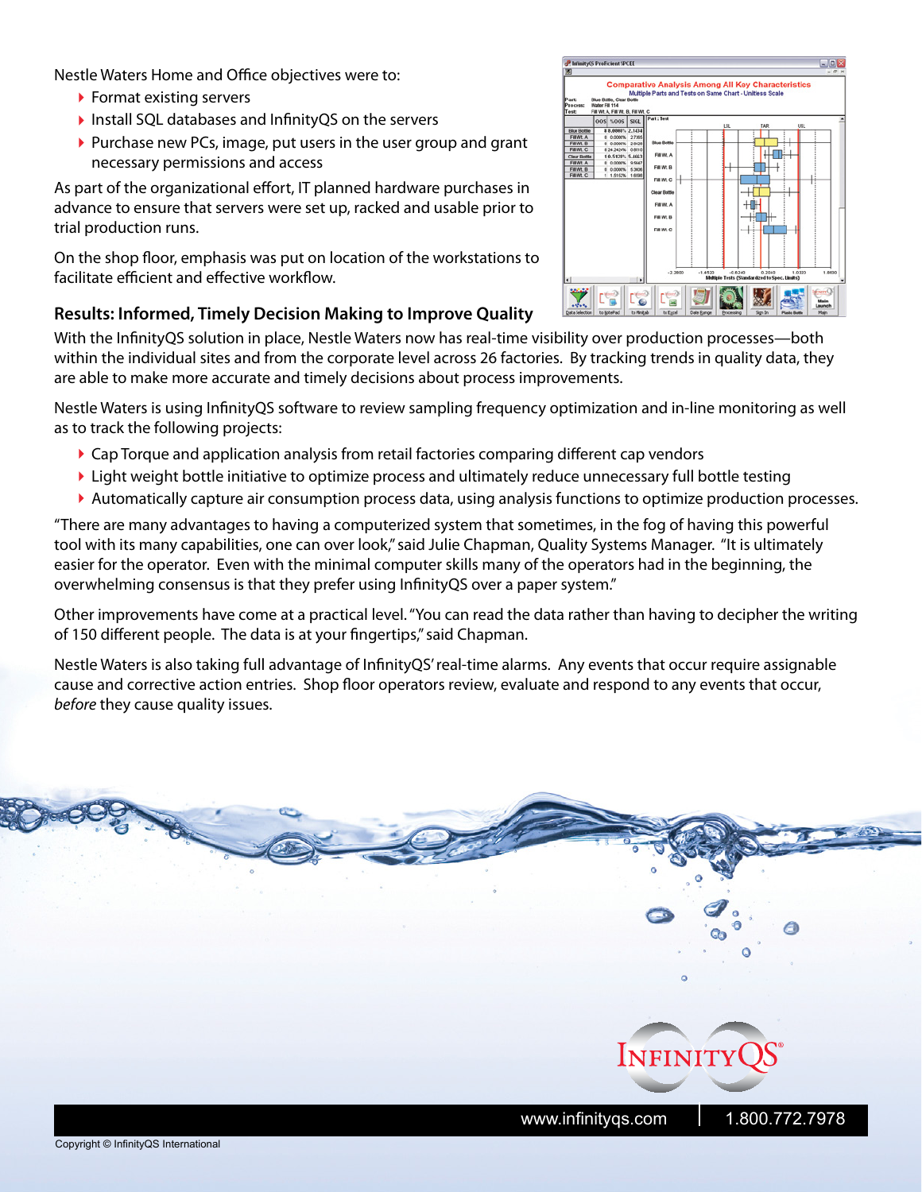Nestle Waters Home and Office objectives were to:

- Format existing servers
- Install SQL databases and InfinityQS on the servers
- Purchase new PCs, image, put users in the user group and grant necessary permissions and access

As part of the organizational effort, IT planned hardware purchases in advance to ensure that servers were set up, racked and usable prior to trial production runs.

On the shop floor, emphasis was put on location of the workstations to facilitate efficient and effective workflow.

## Results: Informed, Timely Decision Making to Improve Quality

With the InfinityQS solution in place, Nestle Waters now has real-time visibility over production processes—both within the individual sites and from the corporate level across 26 factories. By tracking trends in quality data, they are able to make more accurate and timely decisions about process improvements.

Nestle Waters is using InfinityQS software to review sampling frequency optimization and in-line monitoring as well as to track the following projects:

- Cap Torque and application analysis from retail factories comparing different cap vendors
- Light weight bottle initiative to optimize process and ultimately reduce unnecessary full bottle testing
- Automatically capture air consumption process data, using analysis functions to optimize production processes.

"There are many advantages to having a computerized system that sometimes, in the fog of having this powerful tool with its many capabilities, one can over look," said Julie Chapman, Quality Systems Manager. "It is ultimately easier for the operator. Even with the minimal computer skills many of the operators had in the beginning, the overwhelming consensus is that they prefer using InfinityQS over a paper system."

Other improvements have come at a practical level. "You can read the data rather than having to decipher the writing of 150 different people. The data is at your fingertips," said Chapman.

Nestle Waters is also taking full advantage of InfinityQS' real-time alarms. Any events that occur require assignable cause and corrective action entries. Shop floor operators review, evaluate and respond to any events that occur, *before* they cause quality issues.

INFINITYQS®

www.infinityqs.com | 1.800.772.7978

Copyright © InfinityQS International